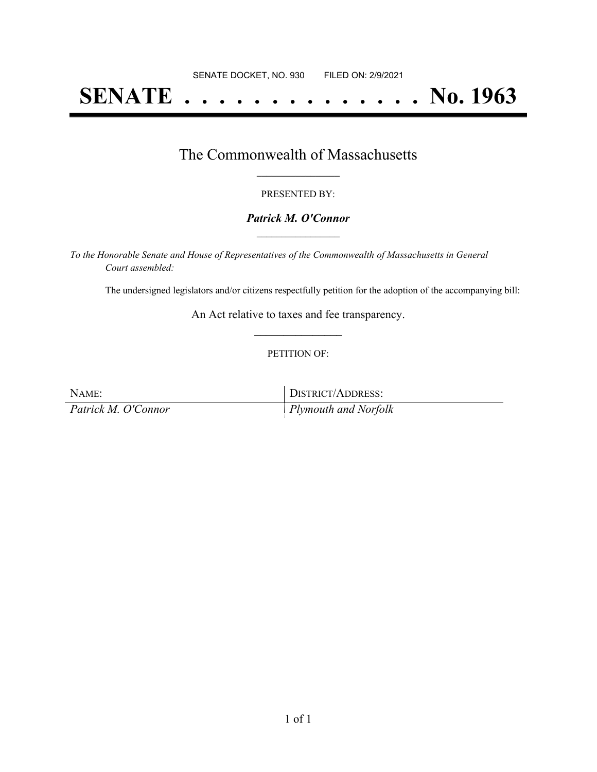SENATE DOCKET, NO. 930 FILED ON: 2/9/2021

# SENATE . . . . . . . . . . . . . . No. 1963

## The Commonwealth of Massachusetts

PRESENTED BY:

***Patrick M. O'Connor***

*To the Honorable Senate and House of Representatives of the Commonwealth of Massachusetts in General Court assembled:*

The undersigned legislators and/or citizens respectfully petition for the adoption of the accompanying bill:

An Act relative to taxes and fee transparency.

PETITION OF:

| NAME: | DISTRICT/ADDRESS: |
| --- | --- |
| *Patrick M. O'Connor* | *Plymouth and Norfolk* |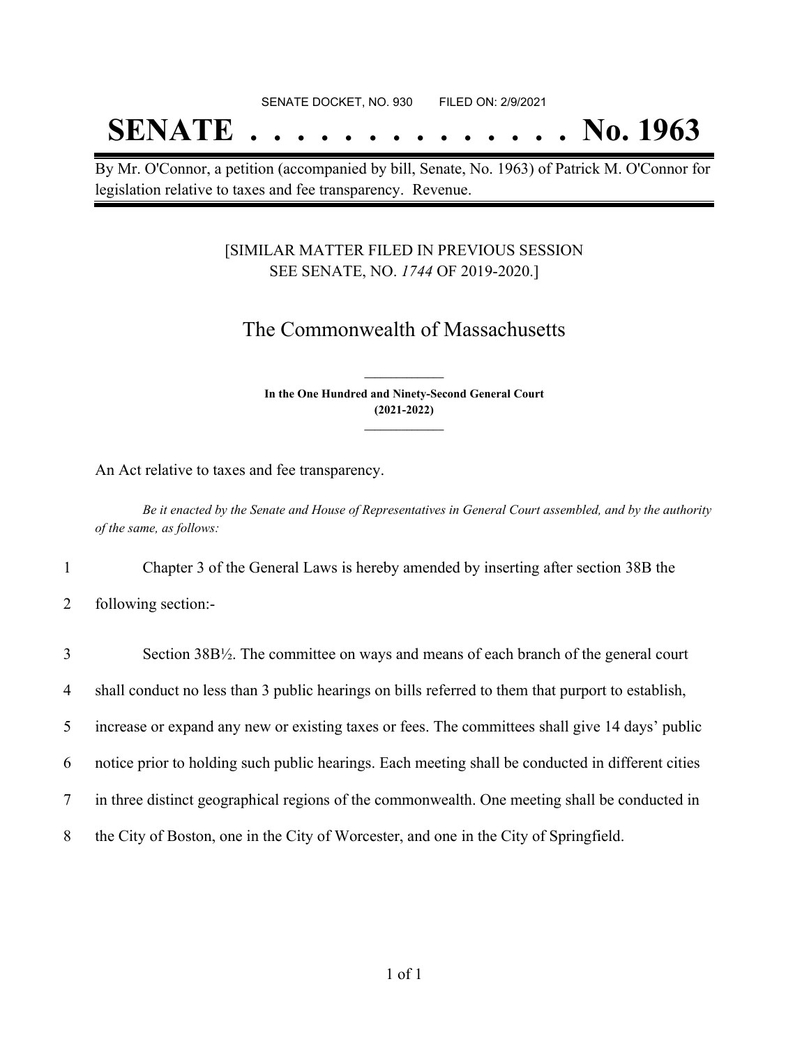SENATE DOCKET, NO. 930 FILED ON: 2/9/2021

# SENATE . . . . . . . . . . . . . . No. 1963

By Mr. O'Connor, a petition (accompanied by bill, Senate, No. 1963) of Patrick M. O'Connor for legislation relative to taxes and fee transparency. Revenue.

[SIMILAR MATTER FILED IN PREVIOUS SESSION SEE SENATE, NO. *1744* OF 2019-2020.]

## The Commonwealth of Massachusetts

**In the One Hundred and Ninety-Second General Court (2021-2022)**

An Act relative to taxes and fee transparency.

*Be it enacted by the Senate and House of Representatives in General Court assembled, and by the authority of the same, as follows:*

1 Chapter 3 of the General Laws is hereby amended by inserting after section 38B the
2 following section:-

3 Section 38B½. The committee on ways and means of each branch of the general court
4 shall conduct no less than 3 public hearings on bills referred to them that purport to establish,
5 increase or expand any new or existing taxes or fees. The committees shall give 14 days' public
6 notice prior to holding such public hearings. Each meeting shall be conducted in different cities
7 in three distinct geographical regions of the commonwealth. One meeting shall be conducted in
8 the City of Boston, one in the City of Worcester, and one in the City of Springfield.